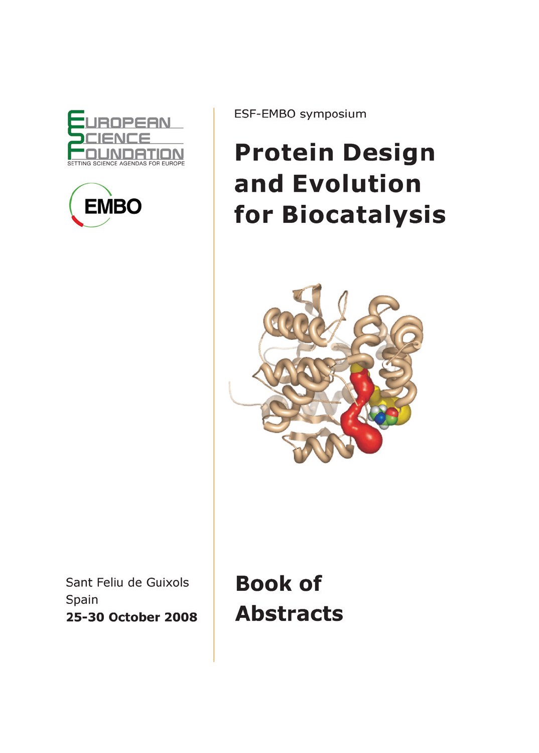EUROPEAN SCIENCE FOUNDATION

SETTING SCIENCE AGENDAS FOR EUROPE

EMBO

ESF-EMBO symposium

# Protein Design and Evolution for Biocatalysis

Sant Feliu de Guixols
Spain
**25-30 October 2008**

# Book of Abstracts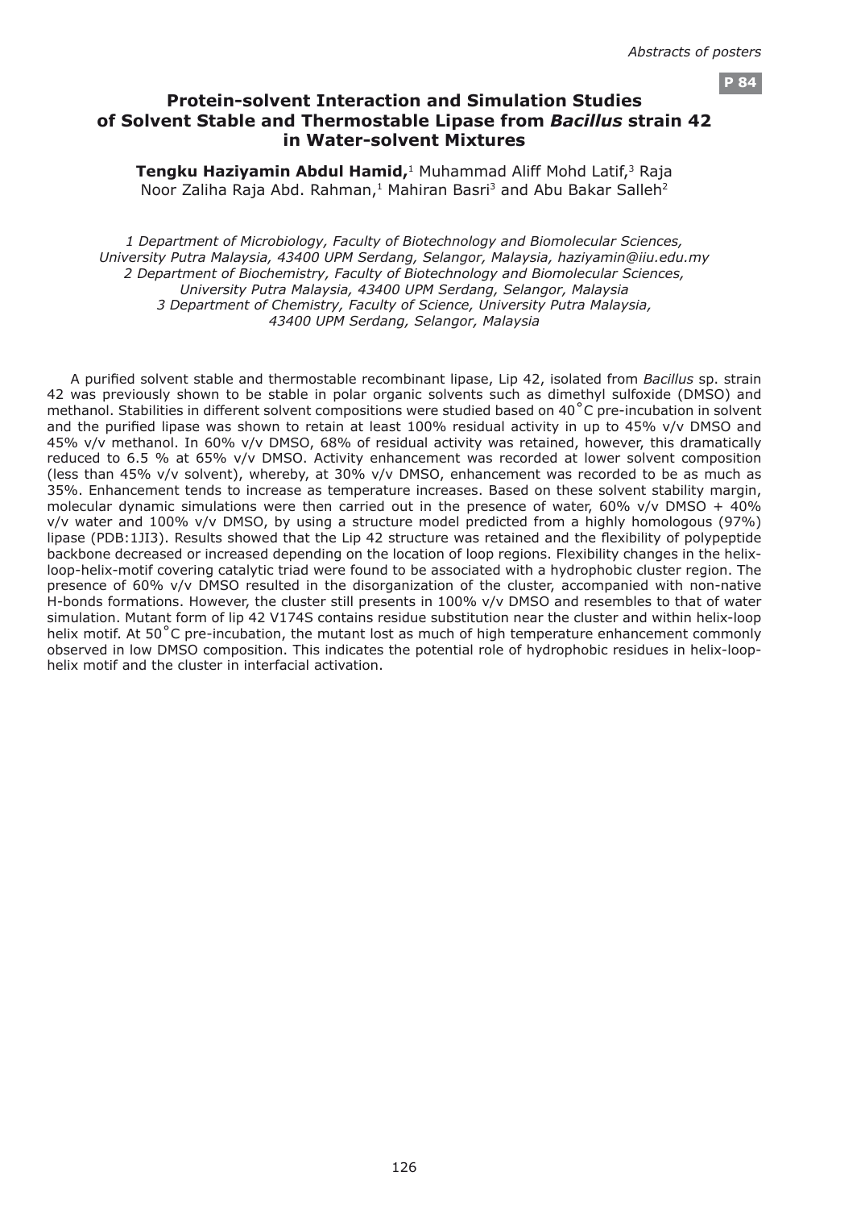**P 84**

## Protein-solvent Interaction and Simulation Studies of Solvent Stable and Thermostable Lipase from *Bacillus* strain 42 in Water-solvent Mixtures

**Tengku Haziyamin Abdul Hamid,**[1] Muhammad Aliff Mohd Latif,[3] Raja Noor Zaliha Raja Abd. Rahman,[1] Mahiran Basri[3] and Abu Bakar Salleh[2]

*1 Department of Microbiology, Faculty of Biotechnology and Biomolecular Sciences, University Putra Malaysia, 43400 UPM Serdang, Selangor, Malaysia, haziyamin@iiu.edu.my*
*2 Department of Biochemistry, Faculty of Biotechnology and Biomolecular Sciences, University Putra Malaysia, 43400 UPM Serdang, Selangor, Malaysia*
*3 Department of Chemistry, Faculty of Science, University Putra Malaysia, 43400 UPM Serdang, Selangor, Malaysia*

A purified solvent stable and thermostable recombinant lipase, Lip 42, isolated from *Bacillus* sp. strain 42 was previously shown to be stable in polar organic solvents such as dimethyl sulfoxide (DMSO) and methanol. Stabilities in different solvent compositions were studied based on 40˚C pre-incubation in solvent and the purified lipase was shown to retain at least 100% residual activity in up to 45% v/v DMSO and 45% v/v methanol. In 60% v/v DMSO, 68% of residual activity was retained, however, this dramatically reduced to 6.5 % at 65% v/v DMSO. Activity enhancement was recorded at lower solvent composition (less than 45% v/v solvent), whereby, at 30% v/v DMSO, enhancement was recorded to be as much as 35%. Enhancement tends to increase as temperature increases. Based on these solvent stability margin, molecular dynamic simulations were then carried out in the presence of water, 60% v/v DMSO + 40% v/v water and 100% v/v DMSO, by using a structure model predicted from a highly homologous (97%) lipase (PDB:1JI3). Results showed that the Lip 42 structure was retained and the flexibility of polypeptide backbone decreased or increased depending on the location of loop regions. Flexibility changes in the helix-loop-helix-motif covering catalytic triad were found to be associated with a hydrophobic cluster region. The presence of 60% v/v DMSO resulted in the disorganization of the cluster, accompanied with non-native H-bonds formations. However, the cluster still presents in 100% v/v DMSO and resembles to that of water simulation. Mutant form of lip 42 V174S contains residue substitution near the cluster and within helix-loop helix motif. At 50˚C pre-incubation, the mutant lost as much of high temperature enhancement commonly observed in low DMSO composition. This indicates the potential role of hydrophobic residues in helix-loop-helix motif and the cluster in interfacial activation.